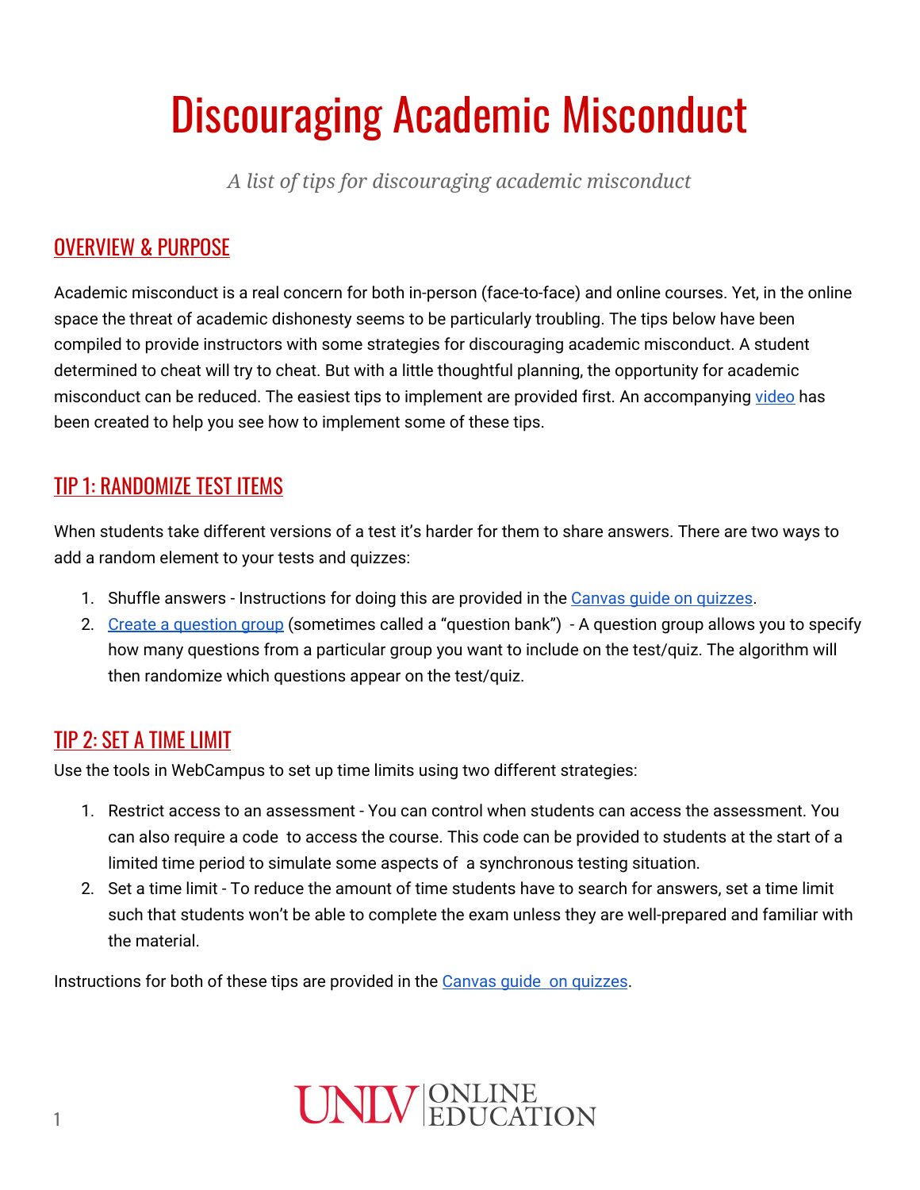# Discouraging Academic Misconduct

*A list of tips for discouraging academic misconduct*

## OVERVIEW & PURPOSE

Academic misconduct is a real concern for both in-person (face-to-face) and online courses. Yet, in the online space the threat of academic dishonesty seems to be particularly troubling. The tips below have been compiled to provide instructors with some strategies for discouraging academic misconduct. A student determined to cheat will try to cheat. But with a little thoughtful planning, the opportunity for academic misconduct can be reduced. The easiest tips to implement are provided first. An accompanying video has been created to help you see how to implement some of these tips.

## TIP 1: RANDOMIZE TEST ITEMS

When students take different versions of a test it's harder for them to share answers. There are two ways to add a random element to your tests and quizzes:

1. Shuffle answers - Instructions for doing this are provided in the Canvas guide on quizzes.
2. Create a question group (sometimes called a "question bank") - A question group allows you to specify how many questions from a particular group you want to include on the test/quiz. The algorithm will then randomize which questions appear on the test/quiz.

## TIP 2: SET A TIME LIMIT

Use the tools in WebCampus to set up time limits using two different strategies:

1. Restrict access to an assessment - You can control when students can access the assessment. You can also require a code to access the course. This code can be provided to students at the start of a limited time period to simulate some aspects of a synchronous testing situation.
2. Set a time limit - To reduce the amount of time students have to search for answers, set a time limit such that students won't be able to complete the exam unless they are well-prepared and familiar with the material.

Instructions for both of these tips are provided in the Canvas guide on quizzes.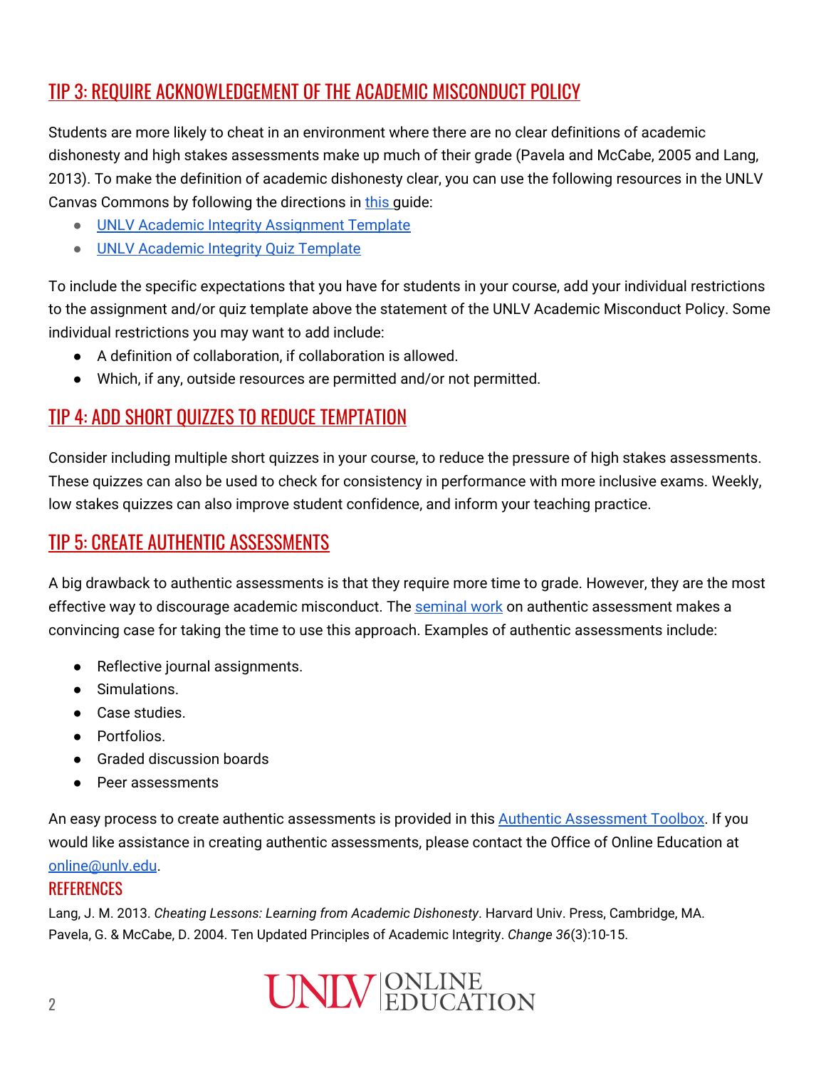## TIP 3: REQUIRE ACKNOWLEDGEMENT OF THE ACADEMIC MISCONDUCT POLICY

Students are more likely to cheat in an environment where there are no clear definitions of academic dishonesty and high stakes assessments make up much of their grade (Pavela and McCabe, 2005 and Lang, 2013). To make the definition of academic dishonesty clear, you can use the following resources in the UNLV Canvas Commons by following the directions in this guide:

- UNLV Academic Integrity Assignment Template
- UNLV Academic Integrity Quiz Template

To include the specific expectations that you have for students in your course, add your individual restrictions to the assignment and/or quiz template above the statement of the UNLV Academic Misconduct Policy. Some individual restrictions you may want to add include:

- A definition of collaboration, if collaboration is allowed.
- Which, if any, outside resources are permitted and/or not permitted.

## TIP 4: ADD SHORT QUIZZES TO REDUCE TEMPTATION

Consider including multiple short quizzes in your course, to reduce the pressure of high stakes assessments. These quizzes can also be used to check for consistency in performance with more inclusive exams. Weekly, low stakes quizzes can also improve student confidence, and inform your teaching practice.

## TIP 5: CREATE AUTHENTIC ASSESSMENTS

A big drawback to authentic assessments is that they require more time to grade. However, they are the most effective way to discourage academic misconduct. The seminal work on authentic assessment makes a convincing case for taking the time to use this approach. Examples of authentic assessments include:

- Reflective journal assignments.
- Simulations.
- Case studies.
- Portfolios.
- Graded discussion boards
- Peer assessments

An easy process to create authentic assessments is provided in this Authentic Assessment Toolbox. If you would like assistance in creating authentic assessments, please contact the Office of Online Education at online@unlv.edu.

## REFERENCES

Lang, J. M. 2013. *Cheating Lessons: Learning from Academic Dishonesty*. Harvard Univ. Press, Cambridge, MA.

Pavela, G. & McCabe, D. 2004. Ten Updated Principles of Academic Integrity. *Change 36*(3):10-15.

UNLV ONLINE EDUCATION